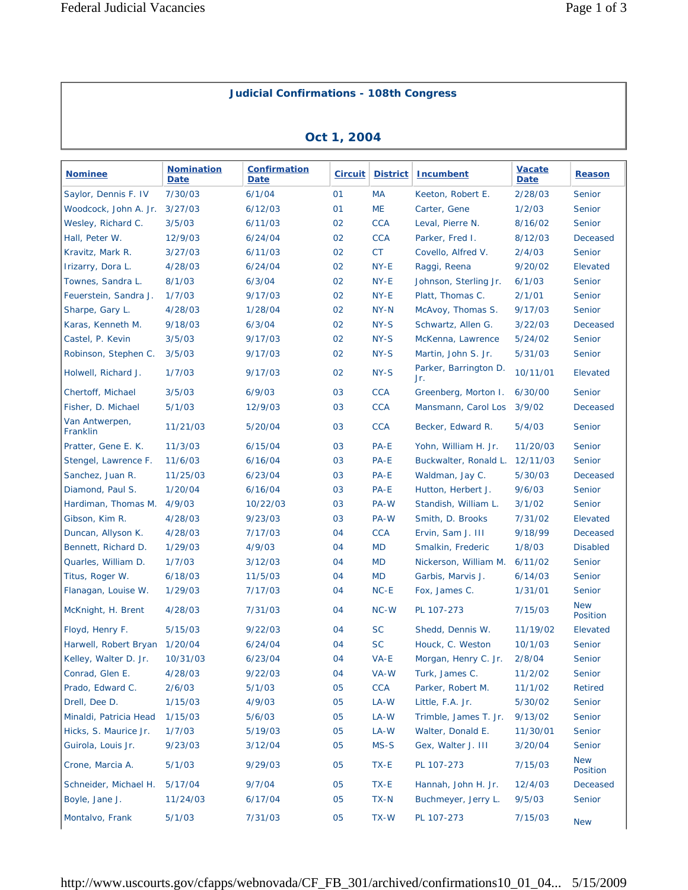## Judicial Confirmations - 108th Congress

## Oct 1, 2004

| Nominee | Nomination Date | Confirmation Date | Circuit | District | Incumbent | Vacate Date | Reason |
|---|---|---|---|---|---|---|---|
| Saylor, Dennis F. IV | 7/30/03 | 6/1/04 | 01 | MA | Keeton, Robert E. | 2/28/03 | Senior |
| Woodcock, John A. Jr. | 3/27/03 | 6/12/03 | 01 | ME | Carter, Gene | 1/2/03 | Senior |
| Wesley, Richard C. | 3/5/03 | 6/11/03 | 02 | CCA | Leval, Pierre N. | 8/16/02 | Senior |
| Hall, Peter W. | 12/9/03 | 6/24/04 | 02 | CCA | Parker, Fred I. | 8/12/03 | Deceased |
| Kravitz, Mark R. | 3/27/03 | 6/11/03 | 02 | CT | Covello, Alfred V. | 2/4/03 | Senior |
| Irizarry, Dora L. | 4/28/03 | 6/24/04 | 02 | NY-E | Raggi, Reena | 9/20/02 | Elevated |
| Townes, Sandra L. | 8/1/03 | 6/3/04 | 02 | NY-E | Johnson, Sterling Jr. | 6/1/03 | Senior |
| Feuerstein, Sandra J. | 1/7/03 | 9/17/03 | 02 | NY-E | Platt, Thomas C. | 2/1/01 | Senior |
| Sharpe, Gary L. | 4/28/03 | 1/28/04 | 02 | NY-N | McAvoy, Thomas S. | 9/17/03 | Senior |
| Karas, Kenneth M. | 9/18/03 | 6/3/04 | 02 | NY-S | Schwartz, Allen G. | 3/22/03 | Deceased |
| Castel, P. Kevin | 3/5/03 | 9/17/03 | 02 | NY-S | McKenna, Lawrence | 5/24/02 | Senior |
| Robinson, Stephen C. | 3/5/03 | 9/17/03 | 02 | NY-S | Martin, John S. Jr. | 5/31/03 | Senior |
| Holwell, Richard J. | 1/7/03 | 9/17/03 | 02 | NY-S | Parker, Barrington D. Jr. | 10/11/01 | Elevated |
| Chertoff, Michael | 3/5/03 | 6/9/03 | 03 | CCA | Greenberg, Morton I. | 6/30/00 | Senior |
| Fisher, D. Michael | 5/1/03 | 12/9/03 | 03 | CCA | Mansmann, Carol Los | 3/9/02 | Deceased |
| Van Antwerpen, Franklin | 11/21/03 | 5/20/04 | 03 | CCA | Becker, Edward R. | 5/4/03 | Senior |
| Pratter, Gene E. K. | 11/3/03 | 6/15/04 | 03 | PA-E | Yohn, William H. Jr. | 11/20/03 | Senior |
| Stengel, Lawrence F. | 11/6/03 | 6/16/04 | 03 | PA-E | Buckwalter, Ronald L. | 12/11/03 | Senior |
| Sanchez, Juan R. | 11/25/03 | 6/23/04 | 03 | PA-E | Waldman, Jay C. | 5/30/03 | Deceased |
| Diamond, Paul S. | 1/20/04 | 6/16/04 | 03 | PA-E | Hutton, Herbert J. | 9/6/03 | Senior |
| Hardiman, Thomas M. | 4/9/03 | 10/22/03 | 03 | PA-W | Standish, William L. | 3/1/02 | Senior |
| Gibson, Kim R. | 4/28/03 | 9/23/03 | 03 | PA-W | Smith, D. Brooks | 7/31/02 | Elevated |
| Duncan, Allyson K. | 4/28/03 | 7/17/03 | 04 | CCA | Ervin, Sam J. III | 9/18/99 | Deceased |
| Bennett, Richard D. | 1/29/03 | 4/9/03 | 04 | MD | Smalkin, Frederic | 1/8/03 | Disabled |
| Quarles, William D. | 1/7/03 | 3/12/03 | 04 | MD | Nickerson, William M. | 6/11/02 | Senior |
| Titus, Roger W. | 6/18/03 | 11/5/03 | 04 | MD | Garbis, Marvis J. | 6/14/03 | Senior |
| Flanagan, Louise W. | 1/29/03 | 7/17/03 | 04 | NC-E | Fox, James C. | 1/31/01 | Senior |
| McKnight, H. Brent | 4/28/03 | 7/31/03 | 04 | NC-W | PL 107-273 | 7/15/03 | New Position |
| Floyd, Henry F. | 5/15/03 | 9/22/03 | 04 | SC | Shedd, Dennis W. | 11/19/02 | Elevated |
| Harwell, Robert Bryan | 1/20/04 | 6/24/04 | 04 | SC | Houck, C. Weston | 10/1/03 | Senior |
| Kelley, Walter D. Jr. | 10/31/03 | 6/23/04 | 04 | VA-E | Morgan, Henry C. Jr. | 2/8/04 | Senior |
| Conrad, Glen E. | 4/28/03 | 9/22/03 | 04 | VA-W | Turk, James C. | 11/2/02 | Senior |
| Prado, Edward C. | 2/6/03 | 5/1/03 | 05 | CCA | Parker, Robert M. | 11/1/02 | Retired |
| Drell, Dee D. | 1/15/03 | 4/9/03 | 05 | LA-W | Little, F.A. Jr. | 5/30/02 | Senior |
| Minaldi, Patricia Head | 1/15/03 | 5/6/03 | 05 | LA-W | Trimble, James T. Jr. | 9/13/02 | Senior |
| Hicks, S. Maurice Jr. | 1/7/03 | 5/19/03 | 05 | LA-W | Walter, Donald E. | 11/30/01 | Senior |
| Guirola, Louis Jr. | 9/23/03 | 3/12/04 | 05 | MS-S | Gex, Walter J. III | 3/20/04 | Senior |
| Crone, Marcia A. | 5/1/03 | 9/29/03 | 05 | TX-E | PL 107-273 | 7/15/03 | New Position |
| Schneider, Michael H. | 5/17/04 | 9/7/04 | 05 | TX-E | Hannah, John H. Jr. | 12/4/03 | Deceased |
| Boyle, Jane J. | 11/24/03 | 6/17/04 | 05 | TX-N | Buchmeyer, Jerry L. | 9/5/03 | Senior |
| Montalvo, Frank | 5/1/03 | 7/31/03 | 05 | TX-W | PL 107-273 | 7/15/03 | New |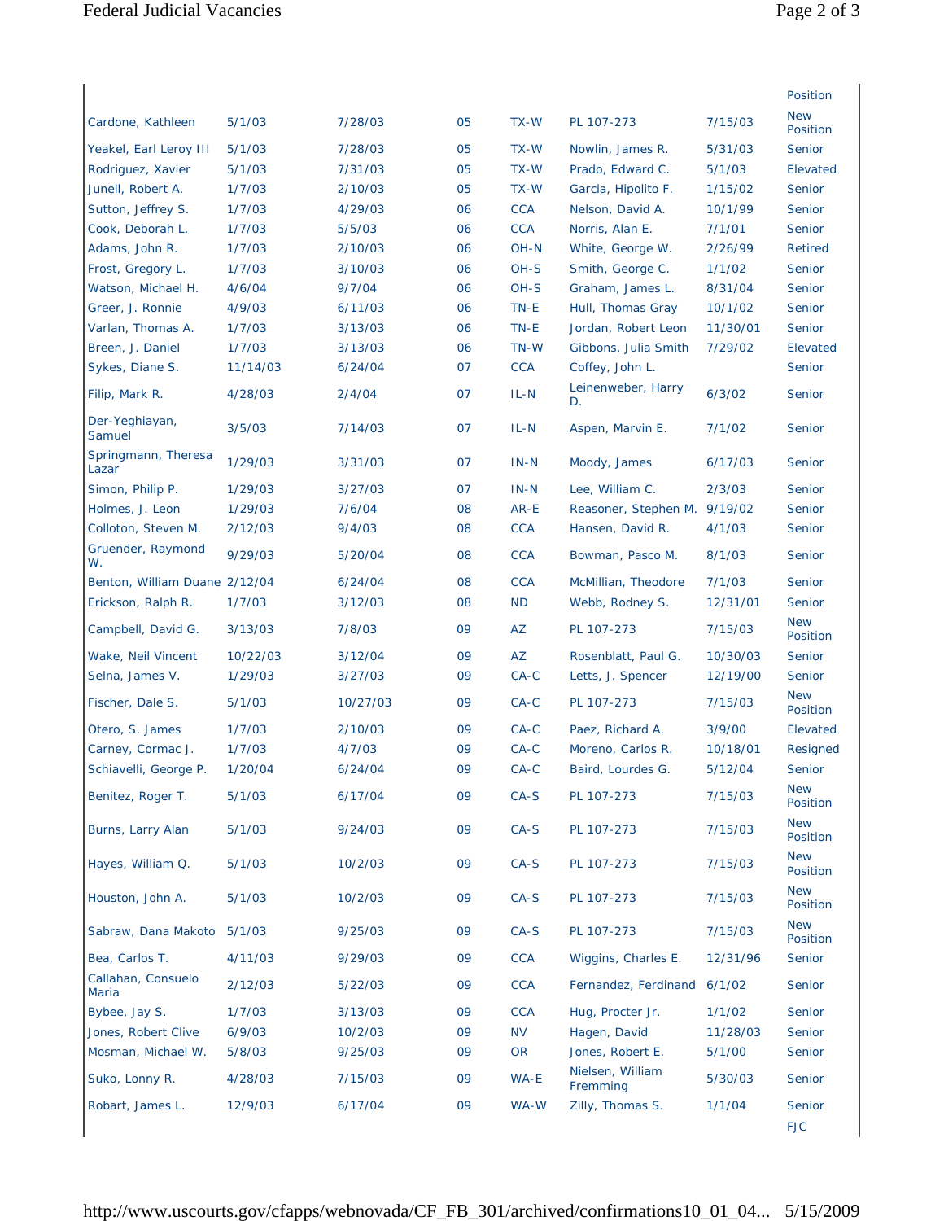| | | | | | | | Position |
|---|---|---|---|---|---|---|---|
| Cardone, Kathleen | 5/1/03 | 7/28/03 | 05 | TX-W | PL 107-273 | 7/15/03 | New Position |
| Yeakel, Earl Leroy III | 5/1/03 | 7/28/03 | 05 | TX-W | Nowlin, James R. | 5/31/03 | Senior |
| Rodriguez, Xavier | 5/1/03 | 7/31/03 | 05 | TX-W | Prado, Edward C. | 5/1/03 | Elevated |
| Junell, Robert A. | 1/7/03 | 2/10/03 | 05 | TX-W | Garcia, Hipolito F. | 1/15/02 | Senior |
| Sutton, Jeffrey S. | 1/7/03 | 4/29/03 | 06 | CCA | Nelson, David A. | 10/1/99 | Senior |
| Cook, Deborah L. | 1/7/03 | 5/5/03 | 06 | CCA | Norris, Alan E. | 7/1/01 | Senior |
| Adams, John R. | 1/7/03 | 2/10/03 | 06 | OH-N | White, George W. | 2/26/99 | Retired |
| Frost, Gregory L. | 1/7/03 | 3/10/03 | 06 | OH-S | Smith, George C. | 1/1/02 | Senior |
| Watson, Michael H. | 4/6/04 | 9/7/04 | 06 | OH-S | Graham, James L. | 8/31/04 | Senior |
| Greer, J. Ronnie | 4/9/03 | 6/11/03 | 06 | TN-E | Hull, Thomas Gray | 10/1/02 | Senior |
| Varlan, Thomas A. | 1/7/03 | 3/13/03 | 06 | TN-E | Jordan, Robert Leon | 11/30/01 | Senior |
| Breen, J. Daniel | 1/7/03 | 3/13/03 | 06 | TN-W | Gibbons, Julia Smith | 7/29/02 | Elevated |
| Sykes, Diane S. | 11/14/03 | 6/24/04 | 07 | CCA | Coffey, John L. | | Senior |
| Filip, Mark R. | 4/28/03 | 2/4/04 | 07 | IL-N | Leinenweber, Harry D. | 6/3/02 | Senior |
| Der-Yeghiayan, Samuel | 3/5/03 | 7/14/03 | 07 | IL-N | Aspen, Marvin E. | 7/1/02 | Senior |
| Springmann, Theresa Lazar | 1/29/03 | 3/31/03 | 07 | IN-N | Moody, James | 6/17/03 | Senior |
| Simon, Philip P. | 1/29/03 | 3/27/03 | 07 | IN-N | Lee, William C. | 2/3/03 | Senior |
| Holmes, J. Leon | 1/29/03 | 7/6/04 | 08 | AR-E | Reasoner, Stephen M. | 9/19/02 | Senior |
| Colloton, Steven M. | 2/12/03 | 9/4/03 | 08 | CCA | Hansen, David R. | 4/1/03 | Senior |
| Gruender, Raymond W. | 9/29/03 | 5/20/04 | 08 | CCA | Bowman, Pasco M. | 8/1/03 | Senior |
| Benton, William Duane | 2/12/04 | 6/24/04 | 08 | CCA | McMillian, Theodore | 7/1/03 | Senior |
| Erickson, Ralph R. | 1/7/03 | 3/12/03 | 08 | ND | Webb, Rodney S. | 12/31/01 | Senior |
| Campbell, David G. | 3/13/03 | 7/8/03 | 09 | AZ | PL 107-273 | 7/15/03 | New Position |
| Wake, Neil Vincent | 10/22/03 | 3/12/04 | 09 | AZ | Rosenblatt, Paul G. | 10/30/03 | Senior |
| Selna, James V. | 1/29/03 | 3/27/03 | 09 | CA-C | Letts, J. Spencer | 12/19/00 | Senior |
| Fischer, Dale S. | 5/1/03 | 10/27/03 | 09 | CA-C | PL 107-273 | 7/15/03 | New Position |
| Otero, S. James | 1/7/03 | 2/10/03 | 09 | CA-C | Paez, Richard A. | 3/9/00 | Elevated |
| Carney, Cormac J. | 1/7/03 | 4/7/03 | 09 | CA-C | Moreno, Carlos R. | 10/18/01 | Resigned |
| Schiavelli, George P. | 1/20/04 | 6/24/04 | 09 | CA-C | Baird, Lourdes G. | 5/12/04 | Senior |
| Benitez, Roger T. | 5/1/03 | 6/17/04 | 09 | CA-S | PL 107-273 | 7/15/03 | New Position |
| Burns, Larry Alan | 5/1/03 | 9/24/03 | 09 | CA-S | PL 107-273 | 7/15/03 | New Position |
| Hayes, William Q. | 5/1/03 | 10/2/03 | 09 | CA-S | PL 107-273 | 7/15/03 | New Position |
| Houston, John A. | 5/1/03 | 10/2/03 | 09 | CA-S | PL 107-273 | 7/15/03 | New Position |
| Sabraw, Dana Makoto | 5/1/03 | 9/25/03 | 09 | CA-S | PL 107-273 | 7/15/03 | New Position |
| Bea, Carlos T. | 4/11/03 | 9/29/03 | 09 | CCA | Wiggins, Charles E. | 12/31/96 | Senior |
| Callahan, Consuelo Maria | 2/12/03 | 5/22/03 | 09 | CCA | Fernandez, Ferdinand | 6/1/02 | Senior |
| Bybee, Jay S. | 1/7/03 | 3/13/03 | 09 | CCA | Hug, Procter Jr. | 1/1/02 | Senior |
| Jones, Robert Clive | 6/9/03 | 10/2/03 | 09 | NV | Hagen, David | 11/28/03 | Senior |
| Mosman, Michael W. | 5/8/03 | 9/25/03 | 09 | OR | Jones, Robert E. | 5/1/00 | Senior |
| Suko, Lonny R. | 4/28/03 | 7/15/03 | 09 | WA-E | Nielsen, William Fremming | 5/30/03 | Senior |
| Robart, James L. | 12/9/03 | 6/17/04 | 09 | WA-W | Zilly, Thomas S. | 1/1/04 | Senior |
| | | | | | | | FJC |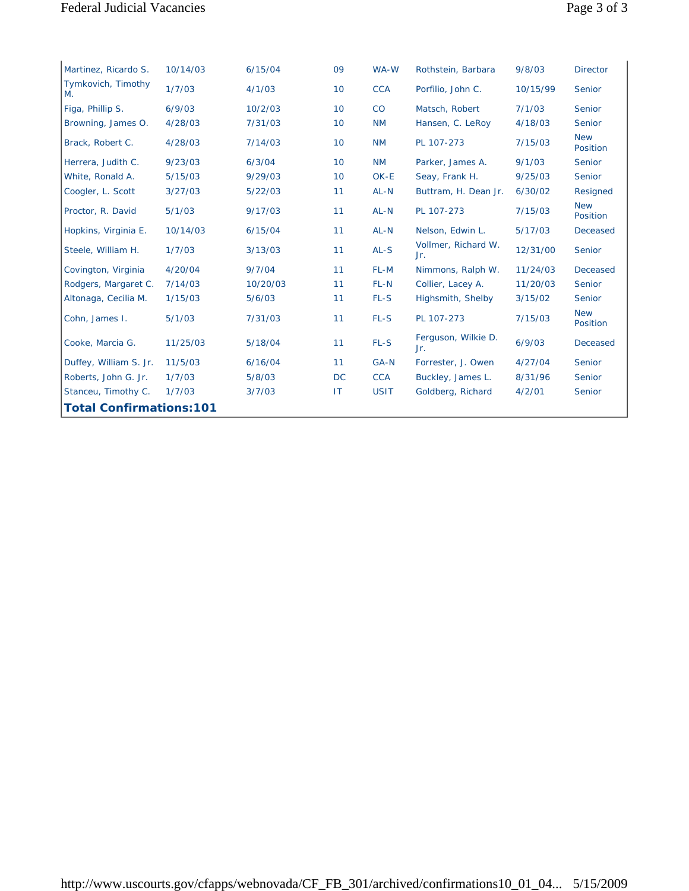| | | | | | | |
|---|---|---|---|---|---|---|
| Martinez, Ricardo S. | 10/14/03 | 6/15/04 | 09 | WA-W | Rothstein, Barbara | 9/8/03 | Director |
| Tymkovich, Timothy M. | 1/7/03 | 4/1/03 | 10 | CCA | Porfilio, John C. | 10/15/99 | Senior |
| Figa, Phillip S. | 6/9/03 | 10/2/03 | 10 | CO | Matsch, Robert | 7/1/03 | Senior |
| Browning, James O. | 4/28/03 | 7/31/03 | 10 | NM | Hansen, C. LeRoy | 4/18/03 | Senior |
| Brack, Robert C. | 4/28/03 | 7/14/03 | 10 | NM | PL 107-273 | 7/15/03 | New Position |
| Herrera, Judith C. | 9/23/03 | 6/3/04 | 10 | NM | Parker, James A. | 9/1/03 | Senior |
| White, Ronald A. | 5/15/03 | 9/29/03 | 10 | OK-E | Seay, Frank H. | 9/25/03 | Senior |
| Coogler, L. Scott | 3/27/03 | 5/22/03 | 11 | AL-N | Buttram, H. Dean Jr. | 6/30/02 | Resigned |
| Proctor, R. David | 5/1/03 | 9/17/03 | 11 | AL-N | PL 107-273 | 7/15/03 | New Position |
| Hopkins, Virginia E. | 10/14/03 | 6/15/04 | 11 | AL-N | Nelson, Edwin L. | 5/17/03 | Deceased |
| Steele, William H. | 1/7/03 | 3/13/03 | 11 | AL-S | Vollmer, Richard W. Jr. | 12/31/00 | Senior |
| Covington, Virginia | 4/20/04 | 9/7/04 | 11 | FL-M | Nimmons, Ralph W. | 11/24/03 | Deceased |
| Rodgers, Margaret C. | 7/14/03 | 10/20/03 | 11 | FL-N | Collier, Lacey A. | 11/20/03 | Senior |
| Altonaga, Cecilia M. | 1/15/03 | 5/6/03 | 11 | FL-S | Highsmith, Shelby | 3/15/02 | Senior |
| Cohn, James I. | 5/1/03 | 7/31/03 | 11 | FL-S | PL 107-273 | 7/15/03 | New Position |
| Cooke, Marcia G. | 11/25/03 | 5/18/04 | 11 | FL-S | Ferguson, Wilkie D. Jr. | 6/9/03 | Deceased |
| Duffey, William S. Jr. | 11/5/03 | 6/16/04 | 11 | GA-N | Forrester, J. Owen | 4/27/04 | Senior |
| Roberts, John G. Jr. | 1/7/03 | 5/8/03 | DC | CCA | Buckley, James L. | 8/31/96 | Senior |
| Stanceu, Timothy C. | 1/7/03 | 3/7/03 | IT | USIT | Goldberg, Richard | 4/2/01 | Senior |

**Total Confirmations:101**